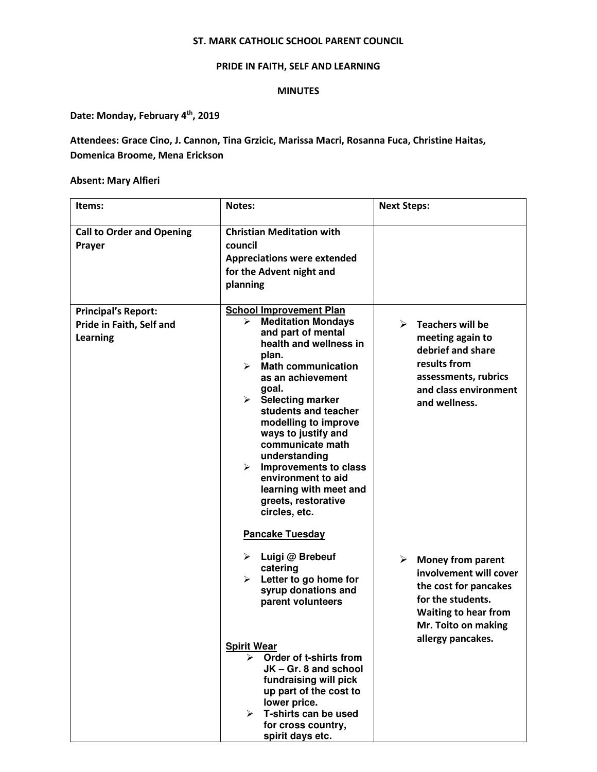**ST. MARK CATHOLIC SCHOOL PARENT COUNCIL**

**PRIDE IN FAITH, SELF AND LEARNING**

**MINUTES**

**Date: Monday, February 4th, 2019**

**Attendees: Grace Cino, J. Cannon, Tina Grzicic, Marissa Macri, Rosanna Fuca, Christine Haitas, Domenica Broome, Mena Erickson**

**Absent: Mary Alfieri**

| Items: | Notes: | Next Steps: |
|---|---|---|
| **Call to Order and Opening Prayer** | **Christian Meditation with council**<br>**Appreciations were extended for the Advent night and planning** | |
| **Principal's Report: Pride in Faith, Self and Learning** | **<u>School Improvement Plan</u>**<br>➢ **Meditation Mondays and part of mental health and wellness in plan.**<br>➢ **Math communication as an achievement goal.**<br>➢ **Selecting marker students and teacher modelling to improve ways to justify and communicate math understanding**<br>➢ **Improvements to class environment to aid learning with meet and greets, restorative circles, etc.**<br><br>**<u>Pancake Tuesday</u>**<br>➢ **Luigi @ Brebeuf catering**<br>➢ **Letter to go home for syrup donations and parent volunteers**<br><br>**<u>Spirit Wear</u>**<br>➢ **Order of t-shirts from JK – Gr. 8 and school fundraising will pick up part of the cost to lower price.**<br>➢ **T-shirts can be used for cross country, spirit days etc.** | ➢ **Teachers will be meeting again to debrief and share results from assessments, rubrics and class environment and wellness.**<br><br>➢ **Money from parent involvement will cover the cost for pancakes for the students. Waiting to hear from Mr. Toito on making allergy pancakes.** |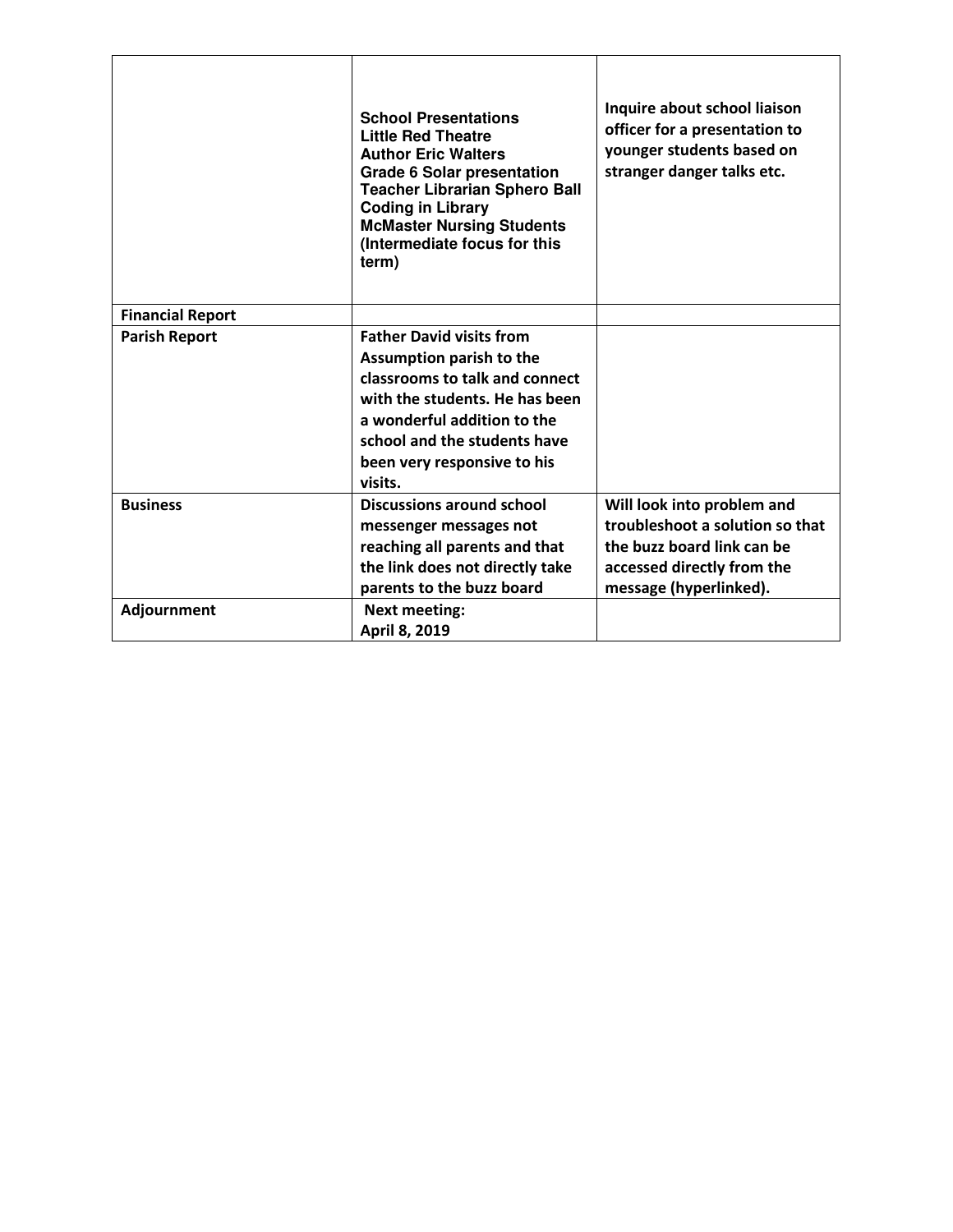| | | |
|---|---|---|
| | **School Presentations**<br>**Little Red Theatre**<br>**Author Eric Walters**<br>**Grade 6 Solar presentation**<br>**Teacher Librarian Sphero Ball Coding in Library**<br>**McMaster Nursing Students (Intermediate focus for this term)** | **Inquire about school liaison officer for a presentation to younger students based on stranger danger talks etc.** |
| **Financial Report** | | |
| **Parish Report** | **Father David visits from Assumption parish to the classrooms to talk and connect with the students. He has been a wonderful addition to the school and the students have been very responsive to his visits.** | |
| **Business** | **Discussions around school messenger messages not reaching all parents and that the link does not directly take parents to the buzz board** | **Will look into problem and troubleshoot a solution so that the buzz board link can be accessed directly from the message (hyperlinked).** |
| **Adjournment** | **Next meeting:**<br>**April 8, 2019** | |